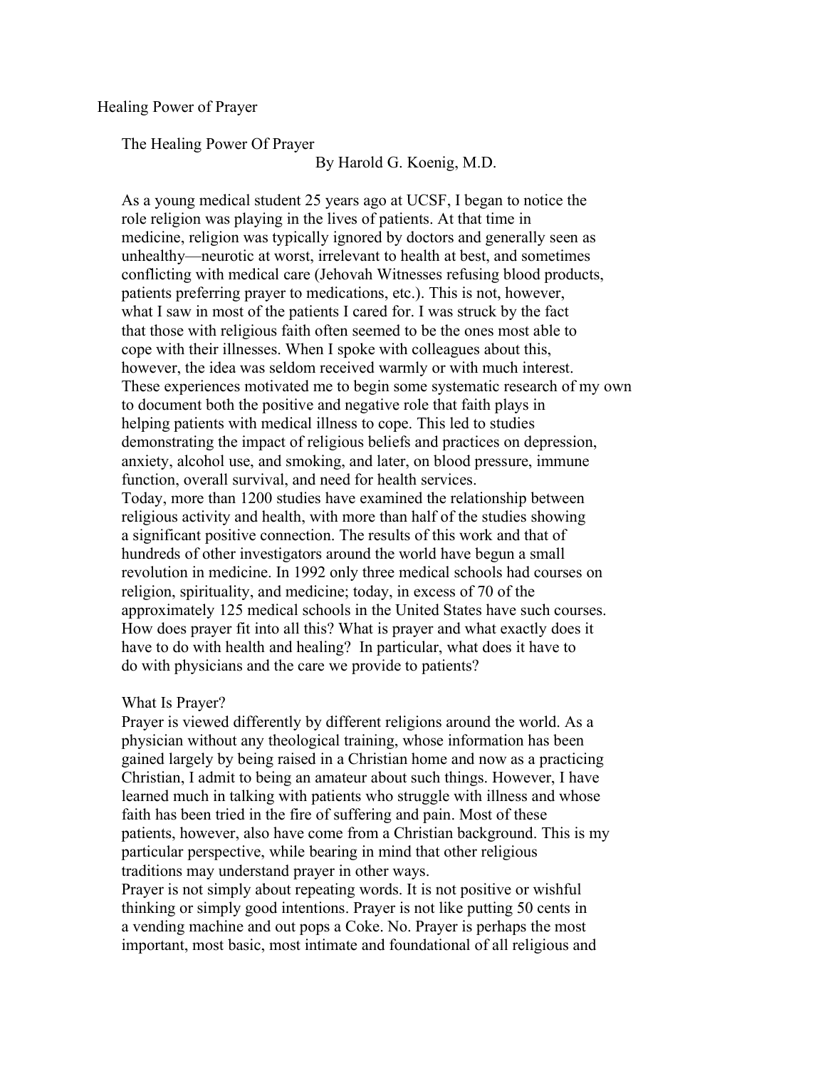Healing Power of Prayer

# The Healing Power Of Prayer

By Harold G. Koenig, M.D.

As a young medical student 25 years ago at UCSF, I began to notice the role religion was playing in the lives of patients. At that time in medicine, religion was typically ignored by doctors and generally seen as unhealthy—neurotic at worst, irrelevant to health at best, and sometimes conflicting with medical care (Jehovah Witnesses refusing blood products, patients preferring prayer to medications, etc.). This is not, however, what I saw in most of the patients I cared for. I was struck by the fact that those with religious faith often seemed to be the ones most able to cope with their illnesses. When I spoke with colleagues about this, however, the idea was seldom received warmly or with much interest. These experiences motivated me to begin some systematic research of my own to document both the positive and negative role that faith plays in helping patients with medical illness to cope. This led to studies demonstrating the impact of religious beliefs and practices on depression, anxiety, alcohol use, and smoking, and later, on blood pressure, immune function, overall survival, and need for health services.

Today, more than 1200 studies have examined the relationship between religious activity and health, with more than half of the studies showing a significant positive connection. The results of this work and that of hundreds of other investigators around the world have begun a small revolution in medicine. In 1992 only three medical schools had courses on religion, spirituality, and medicine; today, in excess of 70 of the approximately 125 medical schools in the United States have such courses. How does prayer fit into all this? What is prayer and what exactly does it have to do with health and healing? In particular, what does it have to do with physicians and the care we provide to patients?

## What Is Prayer?

Prayer is viewed differently by different religions around the world. As a physician without any theological training, whose information has been gained largely by being raised in a Christian home and now as a practicing Christian, I admit to being an amateur about such things. However, I have learned much in talking with patients who struggle with illness and whose faith has been tried in the fire of suffering and pain. Most of these patients, however, also have come from a Christian background. This is my particular perspective, while bearing in mind that other religious traditions may understand prayer in other ways.

Prayer is not simply about repeating words. It is not positive or wishful thinking or simply good intentions. Prayer is not like putting 50 cents in a vending machine and out pops a Coke. No. Prayer is perhaps the most important, most basic, most intimate and foundational of all religious and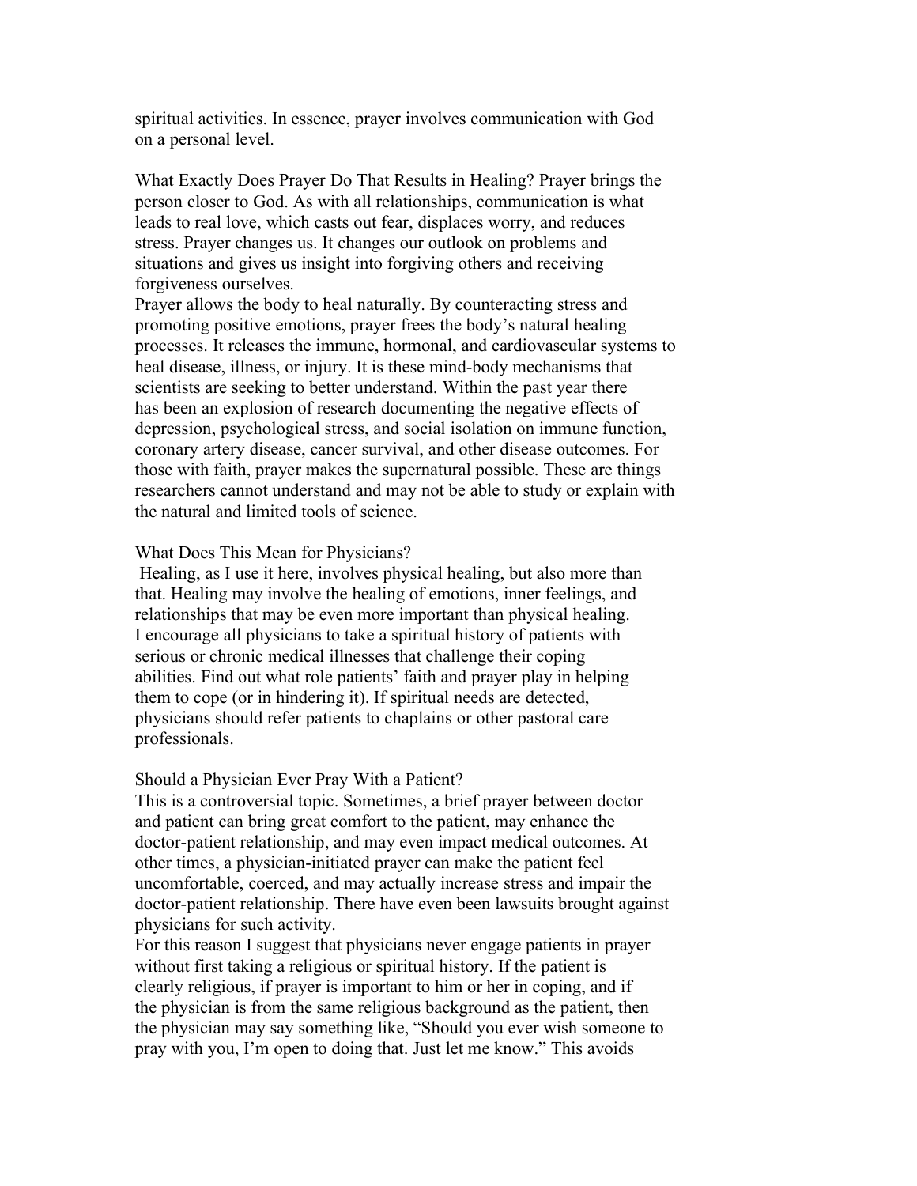spiritual activities. In essence, prayer involves communication with God on a personal level.

What Exactly Does Prayer Do That Results in Healing? Prayer brings the person closer to God. As with all relationships, communication is what leads to real love, which casts out fear, displaces worry, and reduces stress. Prayer changes us. It changes our outlook on problems and situations and gives us insight into forgiving others and receiving forgiveness ourselves.

Prayer allows the body to heal naturally. By counteracting stress and promoting positive emotions, prayer frees the body's natural healing processes. It releases the immune, hormonal, and cardiovascular systems to heal disease, illness, or injury. It is these mind-body mechanisms that scientists are seeking to better understand. Within the past year there has been an explosion of research documenting the negative effects of depression, psychological stress, and social isolation on immune function, coronary artery disease, cancer survival, and other disease outcomes. For those with faith, prayer makes the supernatural possible. These are things researchers cannot understand and may not be able to study or explain with the natural and limited tools of science.

What Does This Mean for Physicians?

Healing, as I use it here, involves physical healing, but also more than that. Healing may involve the healing of emotions, inner feelings, and relationships that may be even more important than physical healing. I encourage all physicians to take a spiritual history of patients with serious or chronic medical illnesses that challenge their coping abilities. Find out what role patients' faith and prayer play in helping them to cope (or in hindering it). If spiritual needs are detected, physicians should refer patients to chaplains or other pastoral care professionals.

Should a Physician Ever Pray With a Patient?

This is a controversial topic. Sometimes, a brief prayer between doctor and patient can bring great comfort to the patient, may enhance the doctor-patient relationship, and may even impact medical outcomes. At other times, a physician-initiated prayer can make the patient feel uncomfortable, coerced, and may actually increase stress and impair the doctor-patient relationship. There have even been lawsuits brought against physicians for such activity.

For this reason I suggest that physicians never engage patients in prayer without first taking a religious or spiritual history. If the patient is clearly religious, if prayer is important to him or her in coping, and if the physician is from the same religious background as the patient, then the physician may say something like, "Should you ever wish someone to pray with you, I'm open to doing that. Just let me know." This avoids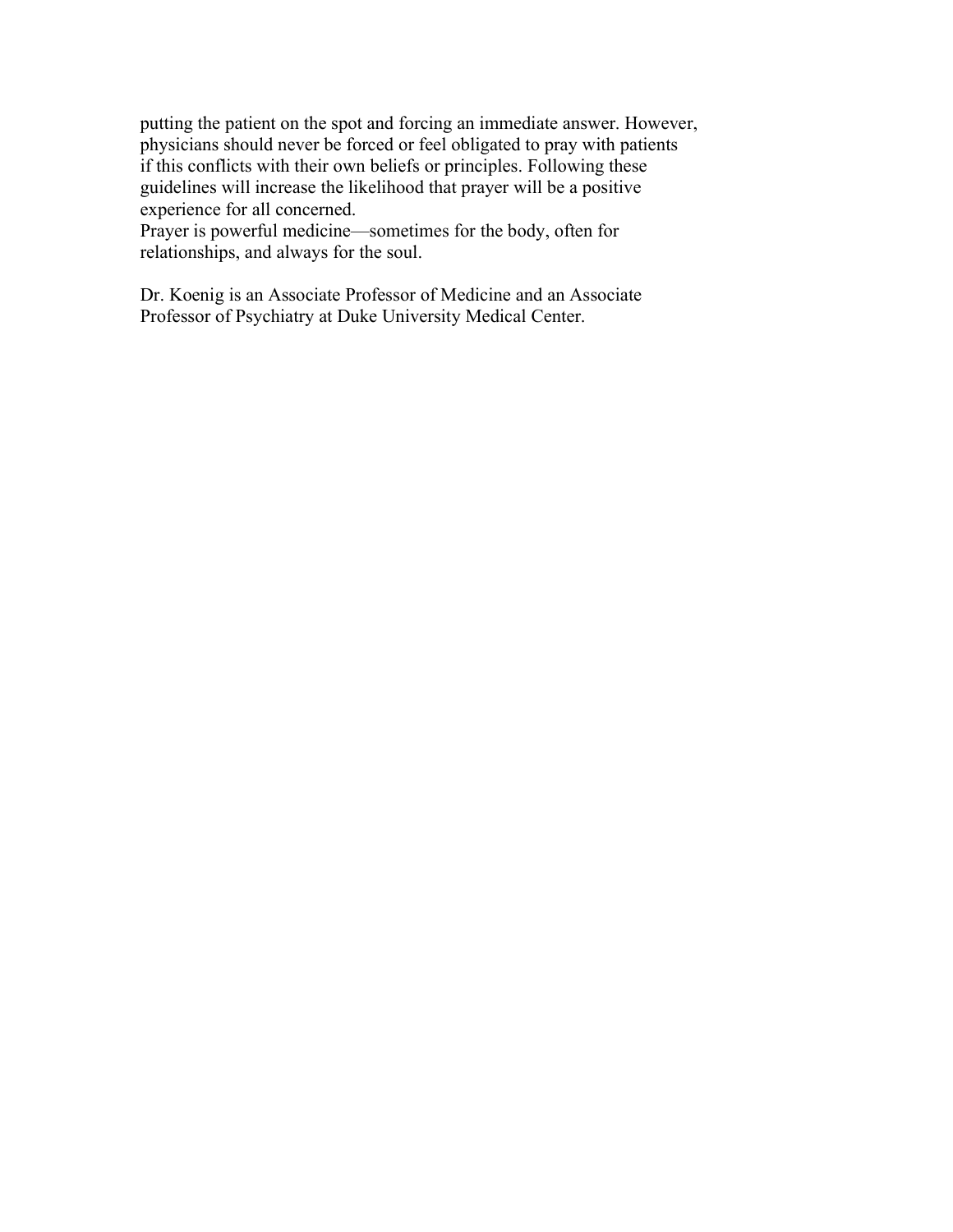putting the patient on the spot and forcing an immediate answer. However, physicians should never be forced or feel obligated to pray with patients if this conflicts with their own beliefs or principles. Following these guidelines will increase the likelihood that prayer will be a positive experience for all concerned.

Prayer is powerful medicine—sometimes for the body, often for relationships, and always for the soul.

Dr. Koenig is an Associate Professor of Medicine and an Associate Professor of Psychiatry at Duke University Medical Center.